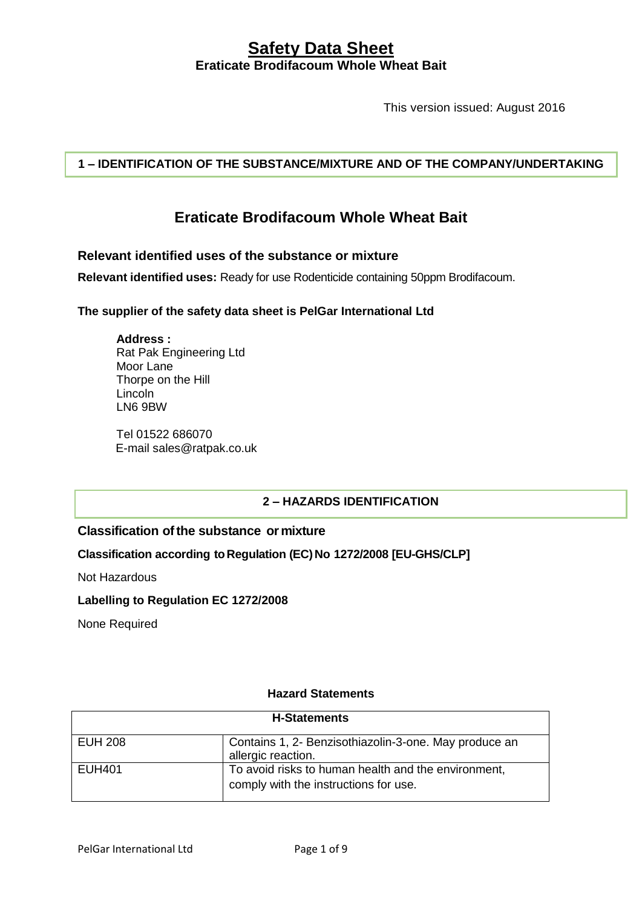# Safety Data Sheet

**Eraticate Brodifacoum Whole Wheat Bait**

This version issued: August 2016

## 1 – IDENTIFICATION OF THE SUBSTANCE/MIXTURE AND OF THE COMPANY/UNDERTAKING

## Eraticate Brodifacoum Whole Wheat Bait

### Relevant identified uses of the substance or mixture

**Relevant identified uses:** Ready for use Rodenticide containing 50ppm Brodifacoum.

**The supplier of the safety data sheet is PelGar International Ltd**

**Address :**
Rat Pak Engineering Ltd
Moor Lane
Thorpe on the Hill
Lincoln
LN6 9BW

Tel 01522 686070
E-mail sales@ratpak.co.uk

## 2 – HAZARDS IDENTIFICATION

### Classification of the substance or mixture

**Classification according to Regulation (EC) No 1272/2008 [EU-GHS/CLP]**

Not Hazardous

**Labelling to Regulation EC 1272/2008**

None Required

**Hazard Statements**

| H-Statements | |
|---|---|
| EUH 208 | Contains 1, 2- Benzisothiazolin-3-one. May produce an allergic reaction. |
| EUH401 | To avoid risks to human health and the environment, comply with the instructions for use. |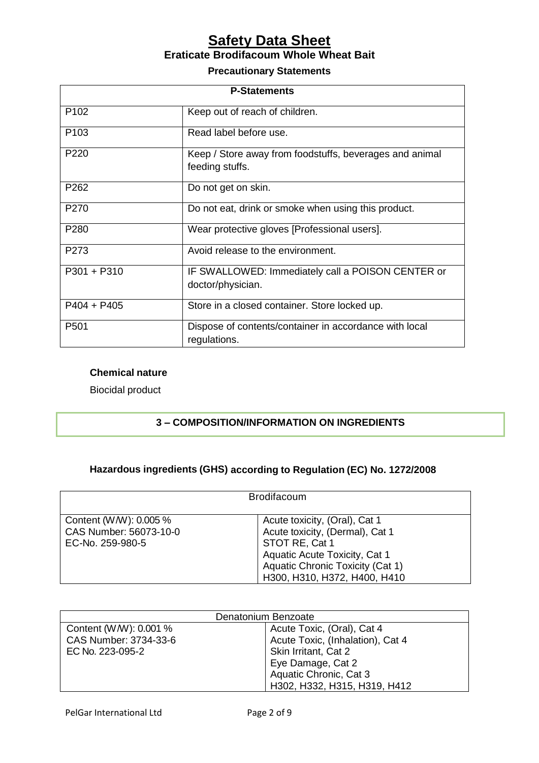# Safety Data Sheet

## Eraticate Brodifacoum Whole Wheat Bait

### Precautionary Statements

| P-Statements | |
|---|---|
| P102 | Keep out of reach of children. |
| P103 | Read label before use. |
| P220 | Keep / Store away from foodstuffs, beverages and animal feeding stuffs. |
| P262 | Do not get on skin. |
| P270 | Do not eat, drink or smoke when using this product. |
| P280 | Wear protective gloves [Professional users]. |
| P273 | Avoid release to the environment. |
| P301 + P310 | IF SWALLOWED: Immediately call a POISON CENTER or doctor/physician. |
| P404 + P405 | Store in a closed container. Store locked up. |
| P501 | Dispose of contents/container in accordance with local regulations. |

**Chemical nature**

Biocidal product

## 3 – COMPOSITION/INFORMATION ON INGREDIENTS

### Hazardous ingredients (GHS) according to Regulation (EC) No. 1272/2008

| Brodifacoum | |
|---|---|
| Content (W/W): 0.005 %<br>CAS Number: 56073-10-0<br>EC-No. 259-980-5 | Acute toxicity, (Oral), Cat 1<br>Acute toxicity, (Dermal), Cat 1<br>STOT RE, Cat 1<br>Aquatic Acute Toxicity, Cat 1<br>Aquatic Chronic Toxicity (Cat 1)<br>H300, H310, H372, H400, H410 |

| Denatonium Benzoate | |
|---|---|
| Content (W/W): 0.001 %<br>CAS Number: 3734-33-6<br>EC No. 223-095-2 | Acute Toxic, (Oral), Cat 4<br>Acute Toxic, (Inhalation), Cat 4<br>Skin Irritant, Cat 2<br>Eye Damage, Cat 2<br>Aquatic Chronic, Cat 3<br>H302, H332, H315, H319, H412 |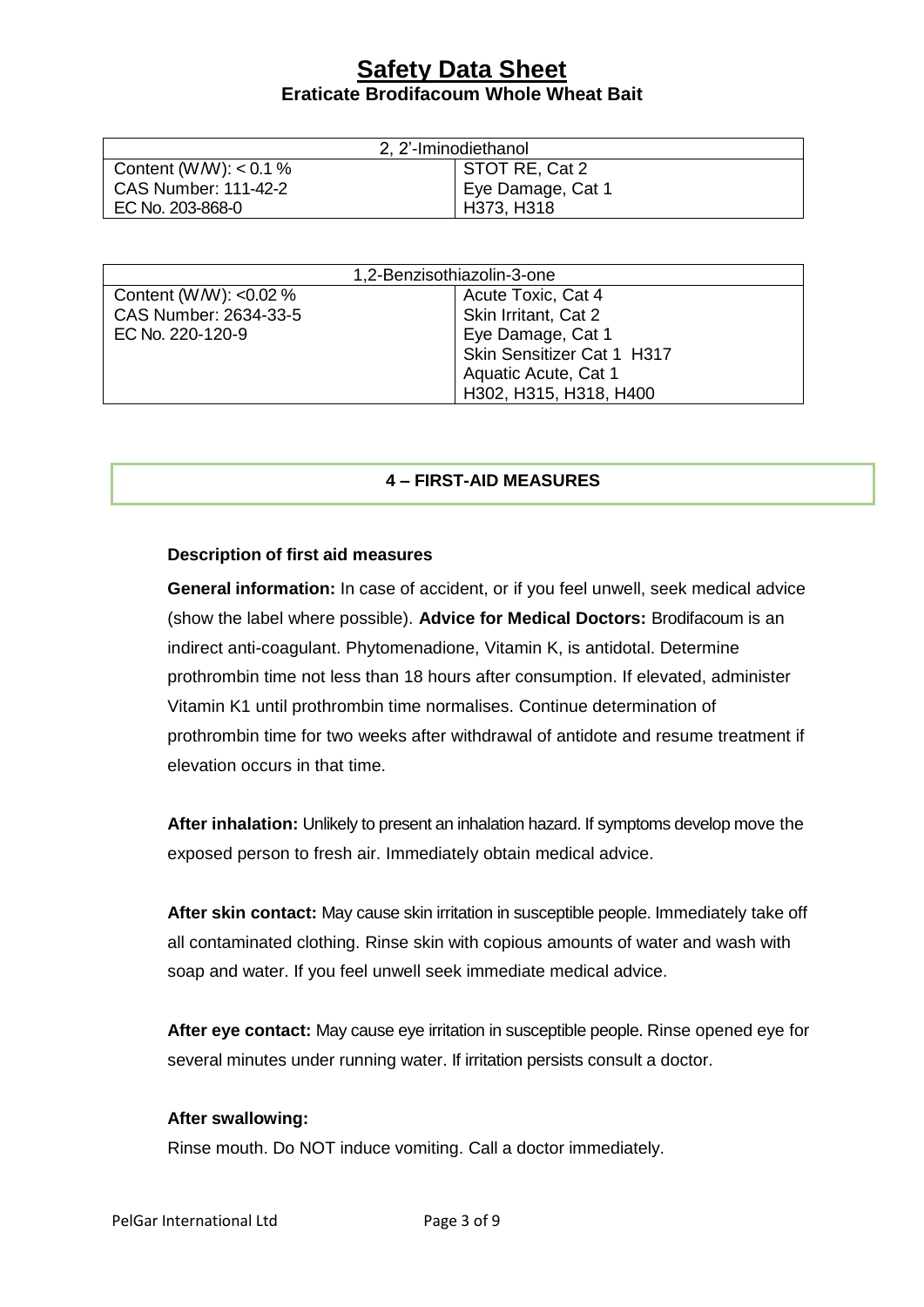| 2, 2'-Iminodiethanol | |
|---|---|
| Content (W/W): < 0.1 % | STOT RE, Cat 2 |
| CAS Number: 111-42-2 | Eye Damage, Cat 1 |
| EC No. 203-868-0 | H373, H318 |

| 1,2-Benzisothiazolin-3-one | |
|---|---|
| Content (W/W): <0.02 % | Acute Toxic, Cat 4 |
| CAS Number: 2634-33-5 | Skin Irritant, Cat 2 |
| EC No. 220-120-9 | Eye Damage, Cat 1 |
| | Skin Sensitizer Cat 1 H317 |
| | Aquatic Acute, Cat 1 |
| | H302, H315, H318, H400 |

## 4 – FIRST-AID MEASURES

### Description of first aid measures

**General information:** In case of accident, or if you feel unwell, seek medical advice (show the label where possible). **Advice for Medical Doctors:** Brodifacoum is an indirect anti-coagulant. Phytomenadione, Vitamin K, is antidotal. Determine prothrombin time not less than 18 hours after consumption. If elevated, administer Vitamin K1 until prothrombin time normalises. Continue determination of prothrombin time for two weeks after withdrawal of antidote and resume treatment if elevation occurs in that time.

**After inhalation:** Unlikely to present an inhalation hazard. If symptoms develop move the exposed person to fresh air. Immediately obtain medical advice.

**After skin contact:** May cause skin irritation in susceptible people. Immediately take off all contaminated clothing. Rinse skin with copious amounts of water and wash with soap and water. If you feel unwell seek immediate medical advice.

**After eye contact:** May cause eye irritation in susceptible people. Rinse opened eye for several minutes under running water. If irritation persists consult a doctor.

**After swallowing:**

Rinse mouth. Do NOT induce vomiting. Call a doctor immediately.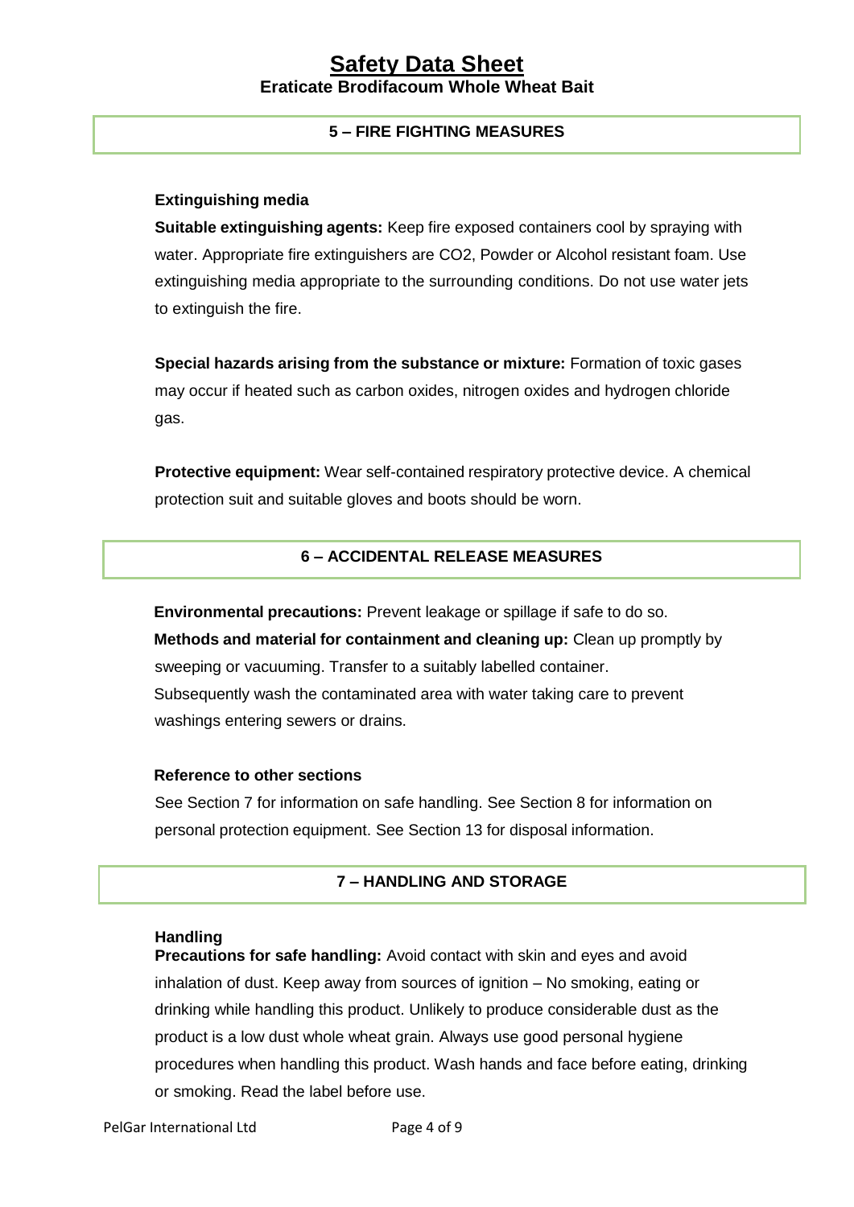## 5 – FIRE FIGHTING MEASURES

**Extinguishing media**

**Suitable extinguishing agents:** Keep fire exposed containers cool by spraying with water. Appropriate fire extinguishers are $CO_2$, Powder or Alcohol resistant foam. Use extinguishing media appropriate to the surrounding conditions. Do not use water jets to extinguish the fire.

**Special hazards arising from the substance or mixture:** Formation of toxic gases may occur if heated such as carbon oxides, nitrogen oxides and hydrogen chloride gas.

**Protective equipment:** Wear self-contained respiratory protective device. A chemical protection suit and suitable gloves and boots should be worn.

## 6 – ACCIDENTAL RELEASE MEASURES

**Environmental precautions:** Prevent leakage or spillage if safe to do so.

**Methods and material for containment and cleaning up:** Clean up promptly by sweeping or vacuuming. Transfer to a suitably labelled container. Subsequently wash the contaminated area with water taking care to prevent washings entering sewers or drains.

**Reference to other sections**

See Section 7 for information on safe handling. See Section 8 for information on personal protection equipment. See Section 13 for disposal information.

## 7 – HANDLING AND STORAGE

**Handling**

**Precautions for safe handling:** Avoid contact with skin and eyes and avoid inhalation of dust. Keep away from sources of ignition – No smoking, eating or drinking while handling this product. Unlikely to produce considerable dust as the product is a low dust whole wheat grain. Always use good personal hygiene procedures when handling this product. Wash hands and face before eating, drinking or smoking. Read the label before use.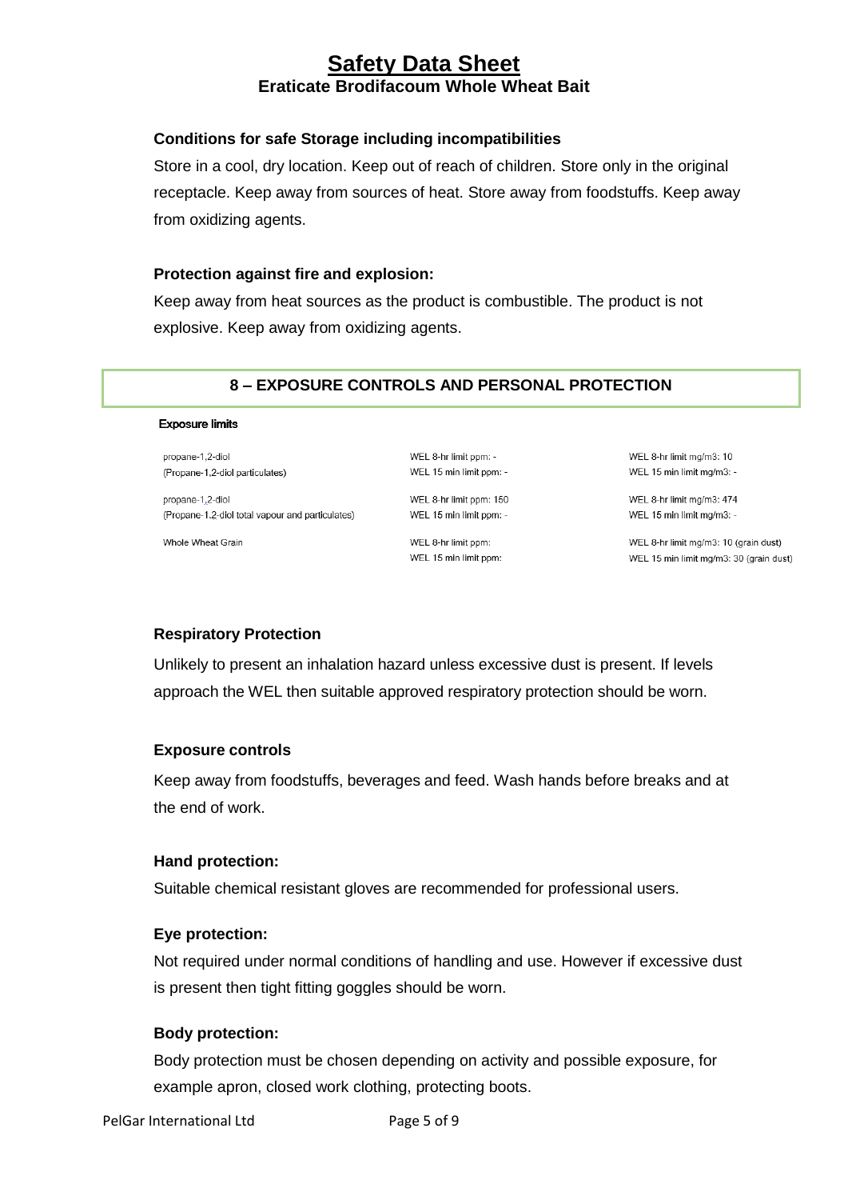### Conditions for safe Storage including incompatibilities

Store in a cool, dry location. Keep out of reach of children. Store only in the original receptacle. Keep away from sources of heat. Store away from foodstuffs. Keep away from oxidizing agents.

### Protection against fire and explosion:

Keep away from heat sources as the product is combustible. The product is not explosive. Keep away from oxidizing agents.

## 8 – EXPOSURE CONTROLS AND PERSONAL PROTECTION

**Exposure limits**

| | | |
|---|---|---|
| propane-1,2-diol (Propane-1,2-diol particulates) | WEL 8-hr limit ppm: - <br> WEL 15 min limit ppm: - | WEL 8-hr limit mg/m3: 10 <br> WEL 15 min limit mg/m3: - |
| propane-1,2-diol (Propane-1,2-diol total vapour and particulates) | WEL 8-hr limit ppm: 150 <br> WEL 15 min limit ppm: - | WEL 8-hr limit mg/m3: 474 <br> WEL 15 min limit mg/m3: - |
| Whole Wheat Grain | WEL 8-hr limit ppm: <br> WEL 15 min limit ppm: | WEL 8-hr limit mg/m3: 10 (grain dust) <br> WEL 15 min limit mg/m3: 30 (grain dust) |

### Respiratory Protection

Unlikely to present an inhalation hazard unless excessive dust is present. If levels approach the WEL then suitable approved respiratory protection should be worn.

### Exposure controls

Keep away from foodstuffs, beverages and feed. Wash hands before breaks and at the end of work.

### Hand protection:

Suitable chemical resistant gloves are recommended for professional users.

### Eye protection:

Not required under normal conditions of handling and use. However if excessive dust is present then tight fitting goggles should be worn.

### Body protection:

Body protection must be chosen depending on activity and possible exposure, for example apron, closed work clothing, protecting boots.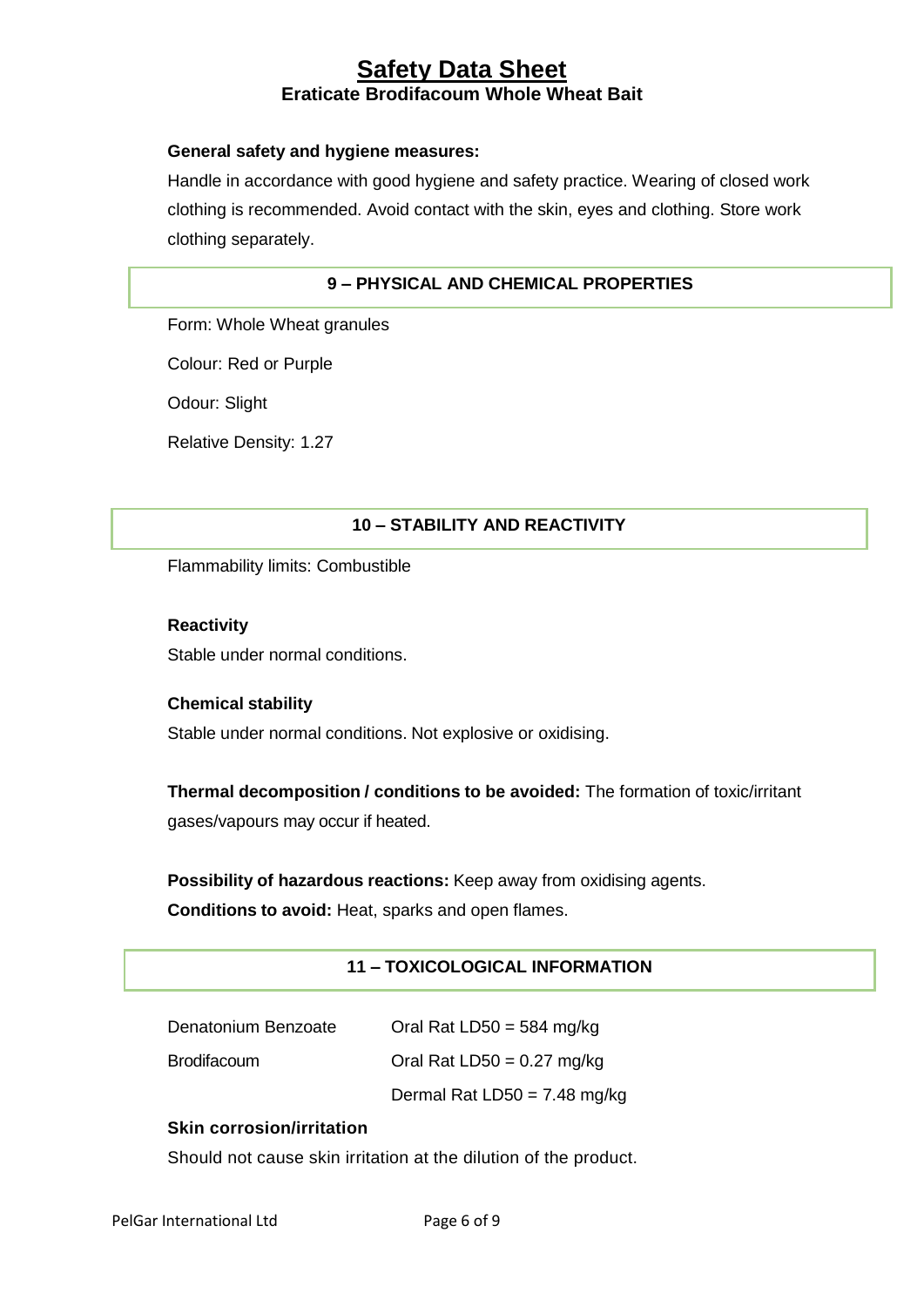**General safety and hygiene measures:**

Handle in accordance with good hygiene and safety practice. Wearing of closed work clothing is recommended. Avoid contact with the skin, eyes and clothing. Store work clothing separately.

## 9 – PHYSICAL AND CHEMICAL PROPERTIES

Form: Whole Wheat granules

Colour: Red or Purple

Odour: Slight

Relative Density: 1.27

## 10 – STABILITY AND REACTIVITY

Flammability limits: Combustible

**Reactivity**

Stable under normal conditions.

**Chemical stability**

Stable under normal conditions. Not explosive or oxidising.

**Thermal decomposition / conditions to be avoided:** The formation of toxic/irritant gases/vapours may occur if heated.

**Possibility of hazardous reactions:** Keep away from oxidising agents.

**Conditions to avoid:** Heat, sparks and open flames.

## 11 – TOXICOLOGICAL INFORMATION

| | |
|---|---|
| Denatonium Benzoate | Oral Rat LD50 = 584 mg/kg |
| Brodifacoum | Oral Rat LD50 = 0.27 mg/kg |
| | Dermal Rat LD50 = 7.48 mg/kg |

**Skin corrosion/irritation**

Should not cause skin irritation at the dilution of the product.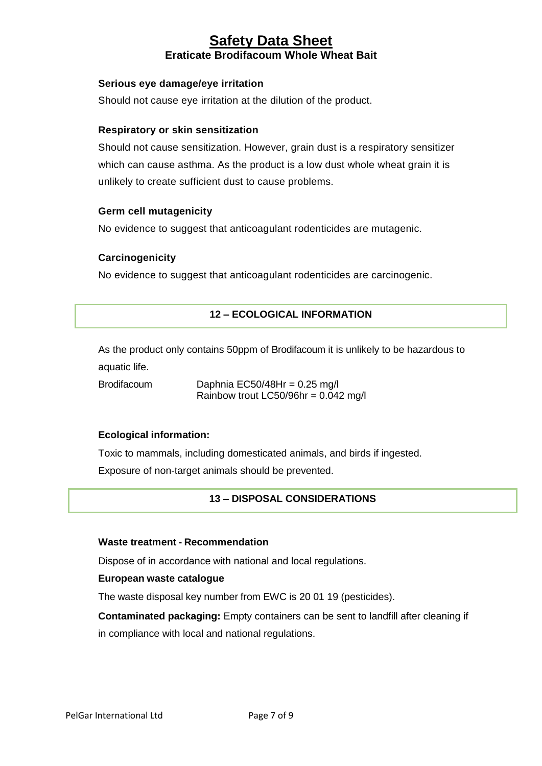#### Serious eye damage/eye irritation

Should not cause eye irritation at the dilution of the product.

#### Respiratory or skin sensitization

Should not cause sensitization. However, grain dust is a respiratory sensitizer which can cause asthma. As the product is a low dust whole wheat grain it is unlikely to create sufficient dust to cause problems.

#### Germ cell mutagenicity

No evidence to suggest that anticoagulant rodenticides are mutagenic.

#### Carcinogenicity

No evidence to suggest that anticoagulant rodenticides are carcinogenic.

## 12 – ECOLOGICAL INFORMATION

As the product only contains 50ppm of Brodifacoum it is unlikely to be hazardous to aquatic life.

| Brodifacoum | Daphnia EC50/48Hr = 0.25 mg/l<br>Rainbow trout LC50/96hr = 0.042 mg/l |
|---|---|

#### Ecological information:

Toxic to mammals, including domesticated animals, and birds if ingested.
Exposure of non-target animals should be prevented.

## 13 – DISPOSAL CONSIDERATIONS

#### Waste treatment - Recommendation

Dispose of in accordance with national and local regulations.

**European waste catalogue**

The waste disposal key number from EWC is 20 01 19 (pesticides).

**Contaminated packaging:** Empty containers can be sent to landfill after cleaning if in compliance with local and national regulations.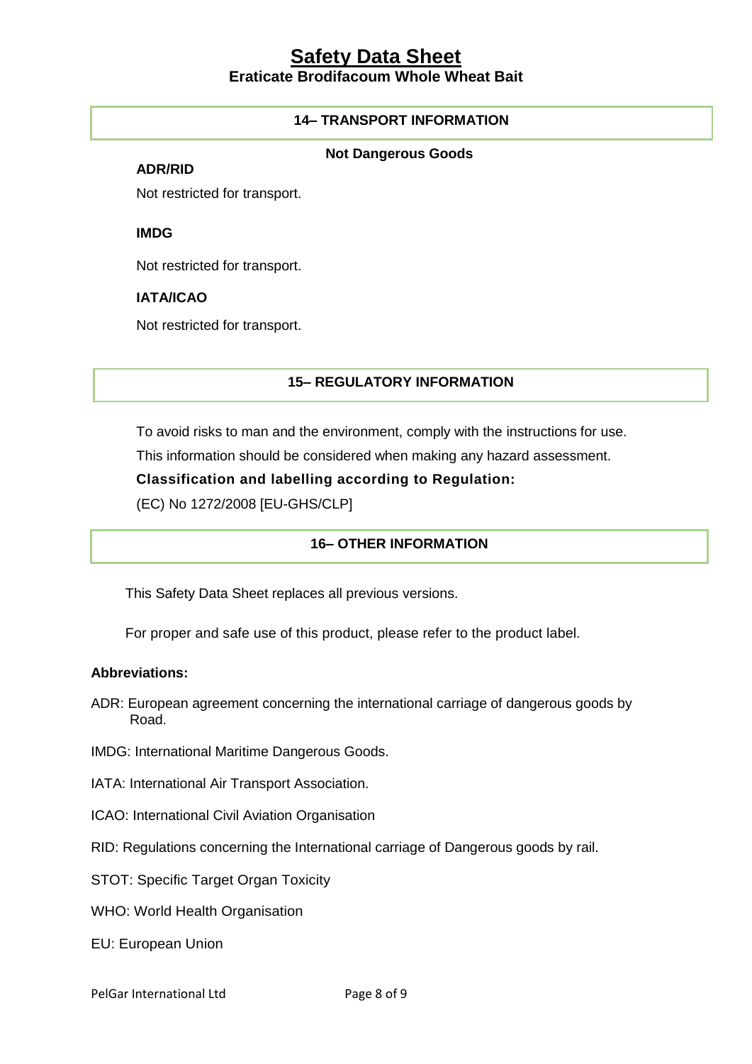## 14– TRANSPORT INFORMATION

**Not Dangerous Goods**

**ADR/RID**

Not restricted for transport.

**IMDG**

Not restricted for transport.

**IATA/ICAO**

Not restricted for transport.

## 15– REGULATORY INFORMATION

To avoid risks to man and the environment, comply with the instructions for use.

This information should be considered when making any hazard assessment.

**Classification and labelling according to Regulation:**

(EC) No 1272/2008 [EU-GHS/CLP]

## 16– OTHER INFORMATION

This Safety Data Sheet replaces all previous versions.

For proper and safe use of this product, please refer to the product label.

**Abbreviations:**

ADR: European agreement concerning the international carriage of dangerous goods by Road.

IMDG: International Maritime Dangerous Goods.

IATA: International Air Transport Association.

ICAO: International Civil Aviation Organisation

RID: Regulations concerning the International carriage of Dangerous goods by rail.

STOT: Specific Target Organ Toxicity

WHO: World Health Organisation

EU: European Union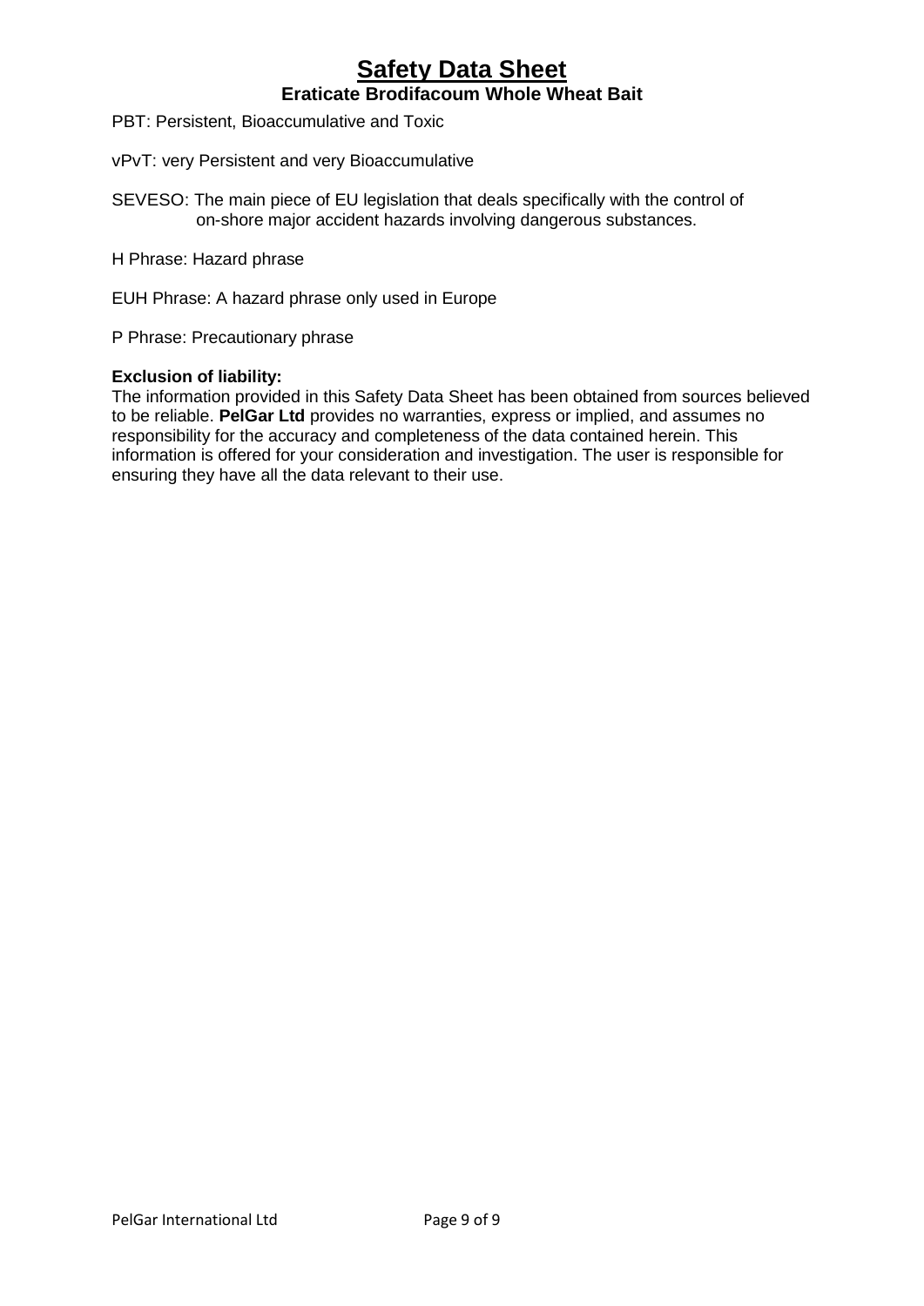PBT: Persistent, Bioaccumulative and Toxic

vPvT: very Persistent and very Bioaccumulative

SEVESO: The main piece of EU legislation that deals specifically with the control of on-shore major accident hazards involving dangerous substances.

H Phrase: Hazard phrase

EUH Phrase: A hazard phrase only used in Europe

P Phrase: Precautionary phrase

**Exclusion of liability:**
The information provided in this Safety Data Sheet has been obtained from sources believed to be reliable. **PelGar Ltd** provides no warranties, express or implied, and assumes no responsibility for the accuracy and completeness of the data contained herein. This information is offered for your consideration and investigation. The user is responsible for ensuring they have all the data relevant to their use.